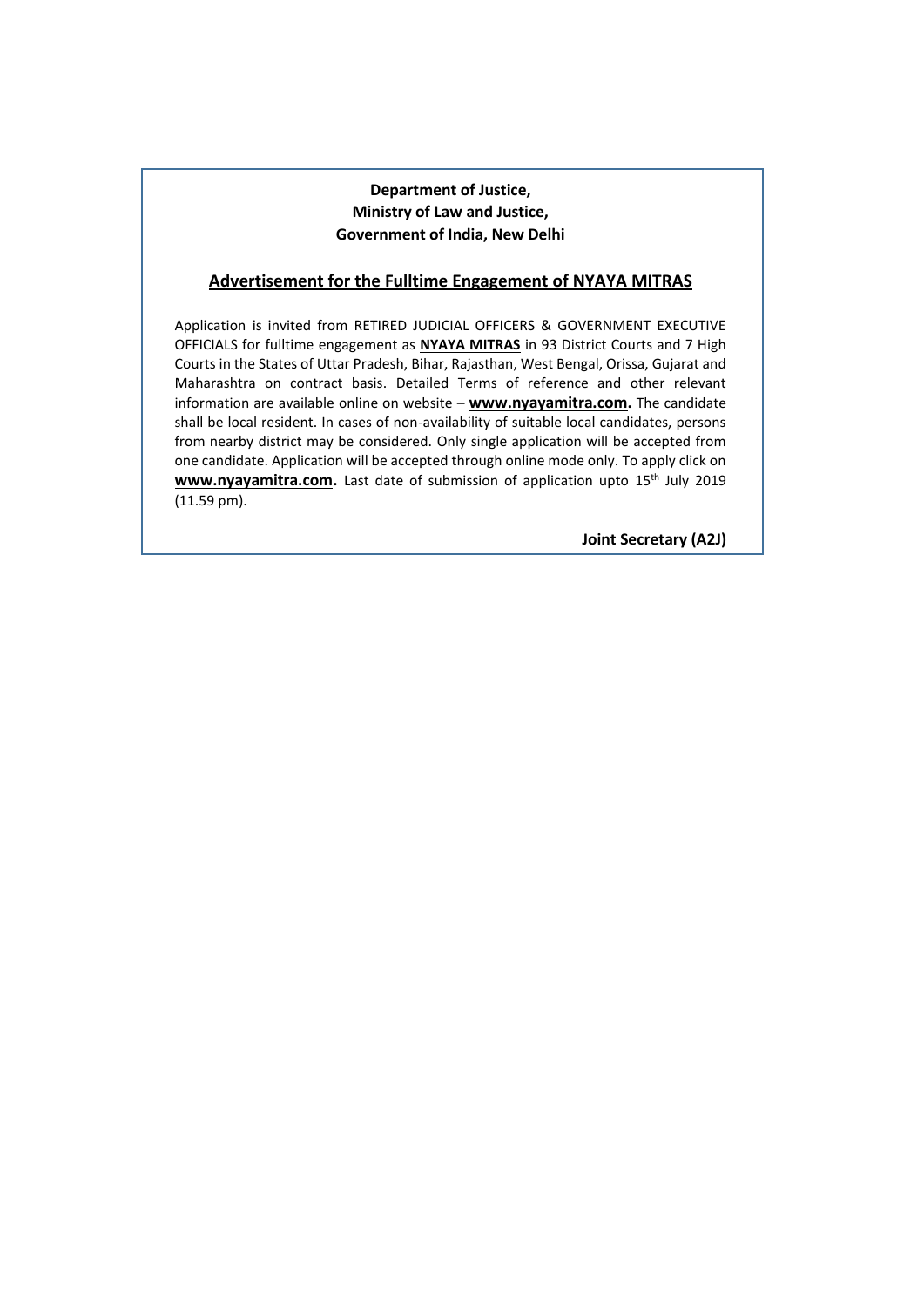**Department of Justice,**
**Ministry of Law and Justice,**
**Government of India, New Delhi**

## Advertisement for the Fulltime Engagement of NYAYA MITRAS

Application is invited from RETIRED JUDICIAL OFFICERS & GOVERNMENT EXECUTIVE OFFICIALS for fulltime engagement as **NYAYA MITRAS** in 93 District Courts and 7 High Courts in the States of Uttar Pradesh, Bihar, Rajasthan, West Bengal, Orissa, Gujarat and Maharashtra on contract basis. Detailed Terms of reference and other relevant information are available online on website – **www.nyayamitra.com.** The candidate shall be local resident. In cases of non-availability of suitable local candidates, persons from nearby district may be considered. Only single application will be accepted from one candidate. Application will be accepted through online mode only. To apply click on **www.nyayamitra.com.** Last date of submission of application upto 15th July 2019 (11.59 pm).

**Joint Secretary (A2J)**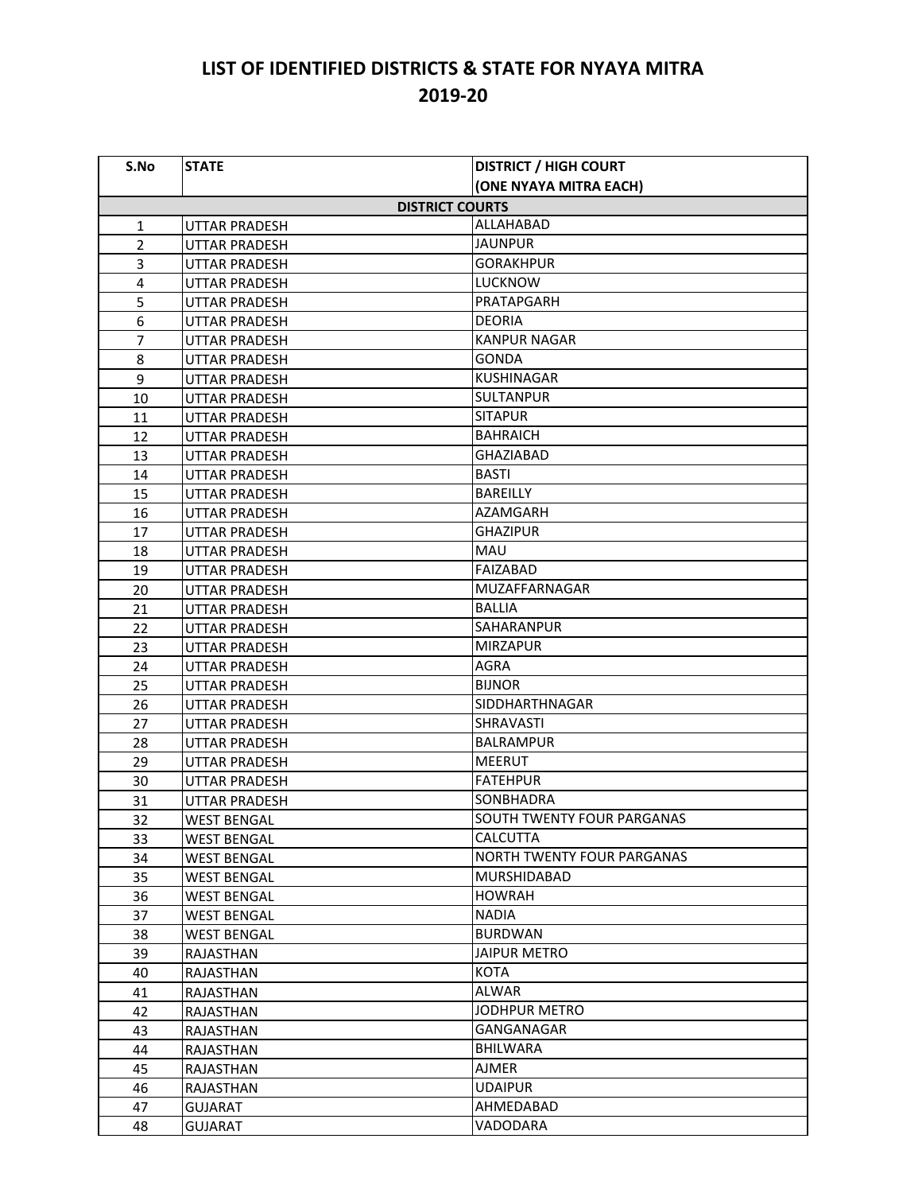# LIST OF IDENTIFIED DISTRICTS & STATE FOR NYAYA MITRA 2019-20

| S.No | STATE | DISTRICT / HIGH COURT (ONE NYAYA MITRA EACH) |
|---|---|---|
| | **DISTRICT COURTS** | |
| 1 | UTTAR PRADESH | ALLAHABAD |
| 2 | UTTAR PRADESH | JAUNPUR |
| 3 | UTTAR PRADESH | GORAKHPUR |
| 4 | UTTAR PRADESH | LUCKNOW |
| 5 | UTTAR PRADESH | PRATAPGARH |
| 6 | UTTAR PRADESH | DEORIA |
| 7 | UTTAR PRADESH | KANPUR NAGAR |
| 8 | UTTAR PRADESH | GONDA |
| 9 | UTTAR PRADESH | KUSHINAGAR |
| 10 | UTTAR PRADESH | SULTANPUR |
| 11 | UTTAR PRADESH | SITAPUR |
| 12 | UTTAR PRADESH | BAHRAICH |
| 13 | UTTAR PRADESH | GHAZIABAD |
| 14 | UTTAR PRADESH | BASTI |
| 15 | UTTAR PRADESH | BAREILLY |
| 16 | UTTAR PRADESH | AZAMGARH |
| 17 | UTTAR PRADESH | GHAZIPUR |
| 18 | UTTAR PRADESH | MAU |
| 19 | UTTAR PRADESH | FAIZABAD |
| 20 | UTTAR PRADESH | MUZAFFARNAGAR |
| 21 | UTTAR PRADESH | BALLIA |
| 22 | UTTAR PRADESH | SAHARANPUR |
| 23 | UTTAR PRADESH | MIRZAPUR |
| 24 | UTTAR PRADESH | AGRA |
| 25 | UTTAR PRADESH | BIJNOR |
| 26 | UTTAR PRADESH | SIDDHARTHNAGAR |
| 27 | UTTAR PRADESH | SHRAVASTI |
| 28 | UTTAR PRADESH | BALRAMPUR |
| 29 | UTTAR PRADESH | MEERUT |
| 30 | UTTAR PRADESH | FATEHPUR |
| 31 | UTTAR PRADESH | SONBHADRA |
| 32 | WEST BENGAL | SOUTH TWENTY FOUR PARGANAS |
| 33 | WEST BENGAL | CALCUTTA |
| 34 | WEST BENGAL | NORTH TWENTY FOUR PARGANAS |
| 35 | WEST BENGAL | MURSHIDABAD |
| 36 | WEST BENGAL | HOWRAH |
| 37 | WEST BENGAL | NADIA |
| 38 | WEST BENGAL | BURDWAN |
| 39 | RAJASTHAN | JAIPUR METRO |
| 40 | RAJASTHAN | KOTA |
| 41 | RAJASTHAN | ALWAR |
| 42 | RAJASTHAN | JODHPUR METRO |
| 43 | RAJASTHAN | GANGANAGAR |
| 44 | RAJASTHAN | BHILWARA |
| 45 | RAJASTHAN | AJMER |
| 46 | RAJASTHAN | UDAIPUR |
| 47 | GUJARAT | AHMEDABAD |
| 48 | GUJARAT | VADODARA |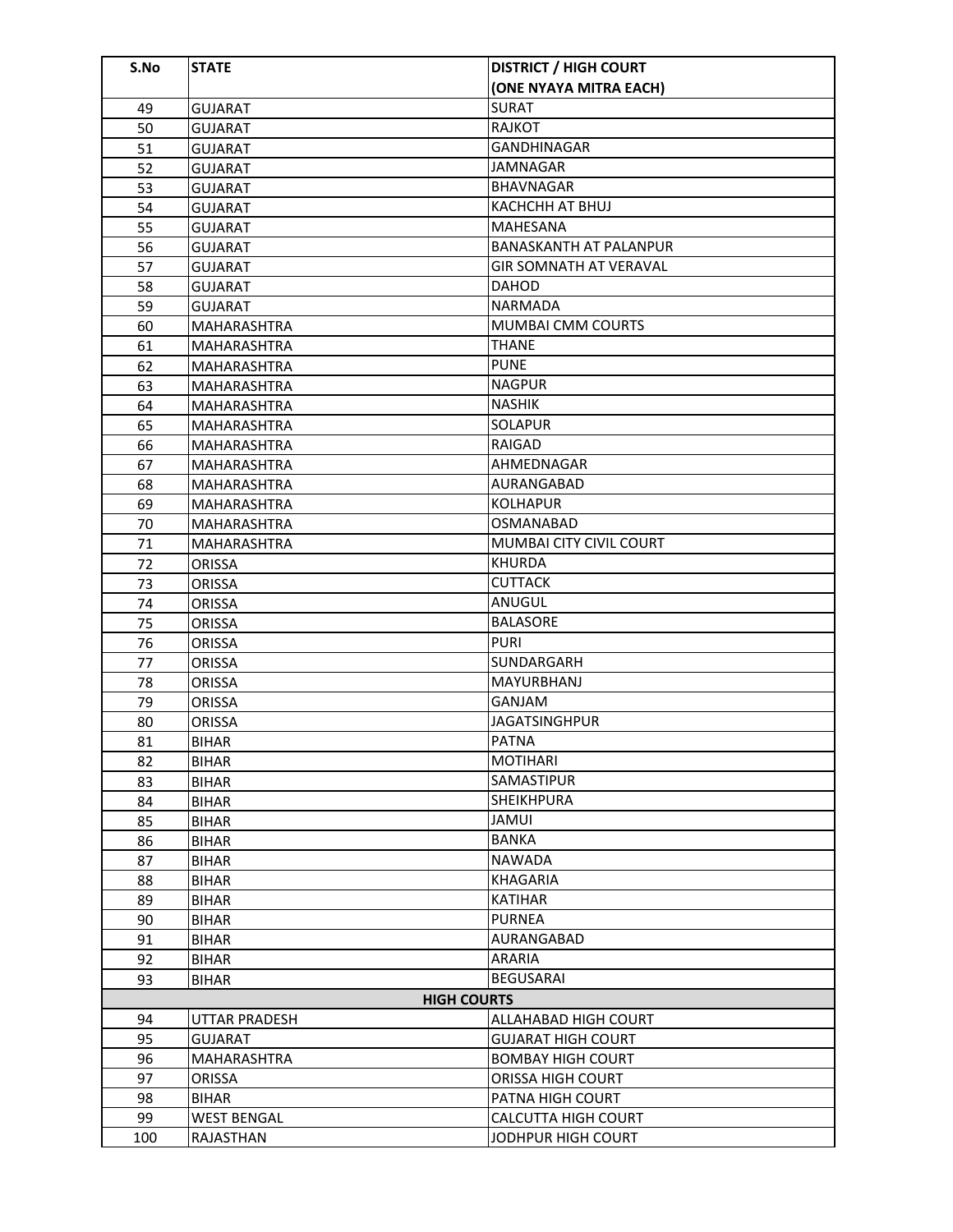| S.No | STATE | DISTRICT / HIGH COURT (ONE NYAYA MITRA EACH) |
|---|---|---|
| 49 | GUJARAT | SURAT |
| 50 | GUJARAT | RAJKOT |
| 51 | GUJARAT | GANDHINAGAR |
| 52 | GUJARAT | JAMNAGAR |
| 53 | GUJARAT | BHAVNAGAR |
| 54 | GUJARAT | KACHCHH AT BHUJ |
| 55 | GUJARAT | MAHESANA |
| 56 | GUJARAT | BANASKANTH AT PALANPUR |
| 57 | GUJARAT | GIR SOMNATH AT VERAVAL |
| 58 | GUJARAT | DAHOD |
| 59 | GUJARAT | NARMADA |
| 60 | MAHARASHTRA | MUMBAI CMM COURTS |
| 61 | MAHARASHTRA | THANE |
| 62 | MAHARASHTRA | PUNE |
| 63 | MAHARASHTRA | NAGPUR |
| 64 | MAHARASHTRA | NASHIK |
| 65 | MAHARASHTRA | SOLAPUR |
| 66 | MAHARASHTRA | RAIGAD |
| 67 | MAHARASHTRA | AHMEDNAGAR |
| 68 | MAHARASHTRA | AURANGABAD |
| 69 | MAHARASHTRA | KOLHAPUR |
| 70 | MAHARASHTRA | OSMANABAD |
| 71 | MAHARASHTRA | MUMBAI CITY CIVIL COURT |
| 72 | ORISSA | KHURDA |
| 73 | ORISSA | CUTTACK |
| 74 | ORISSA | ANUGUL |
| 75 | ORISSA | BALASORE |
| 76 | ORISSA | PURI |
| 77 | ORISSA | SUNDARGARH |
| 78 | ORISSA | MAYURBHANJ |
| 79 | ORISSA | GANJAM |
| 80 | ORISSA | JAGATSINGHPUR |
| 81 | BIHAR | PATNA |
| 82 | BIHAR | MOTIHARI |
| 83 | BIHAR | SAMASTIPUR |
| 84 | BIHAR | SHEIKHPURA |
| 85 | BIHAR | JAMUI |
| 86 | BIHAR | BANKA |
| 87 | BIHAR | NAWADA |
| 88 | BIHAR | KHAGARIA |
| 89 | BIHAR | KATIHAR |
| 90 | BIHAR | PURNEA |
| 91 | BIHAR | AURANGABAD |
| 92 | BIHAR | ARARIA |
| 93 | BIHAR | BEGUSARAI |
| | **HIGH COURTS** | |
| 94 | UTTAR PRADESH | ALLAHABAD HIGH COURT |
| 95 | GUJARAT | GUJARAT HIGH COURT |
| 96 | MAHARASHTRA | BOMBAY HIGH COURT |
| 97 | ORISSA | ORISSA HIGH COURT |
| 98 | BIHAR | PATNA HIGH COURT |
| 99 | WEST BENGAL | CALCUTTA HIGH COURT |
| 100 | RAJASTHAN | JODHPUR HIGH COURT |